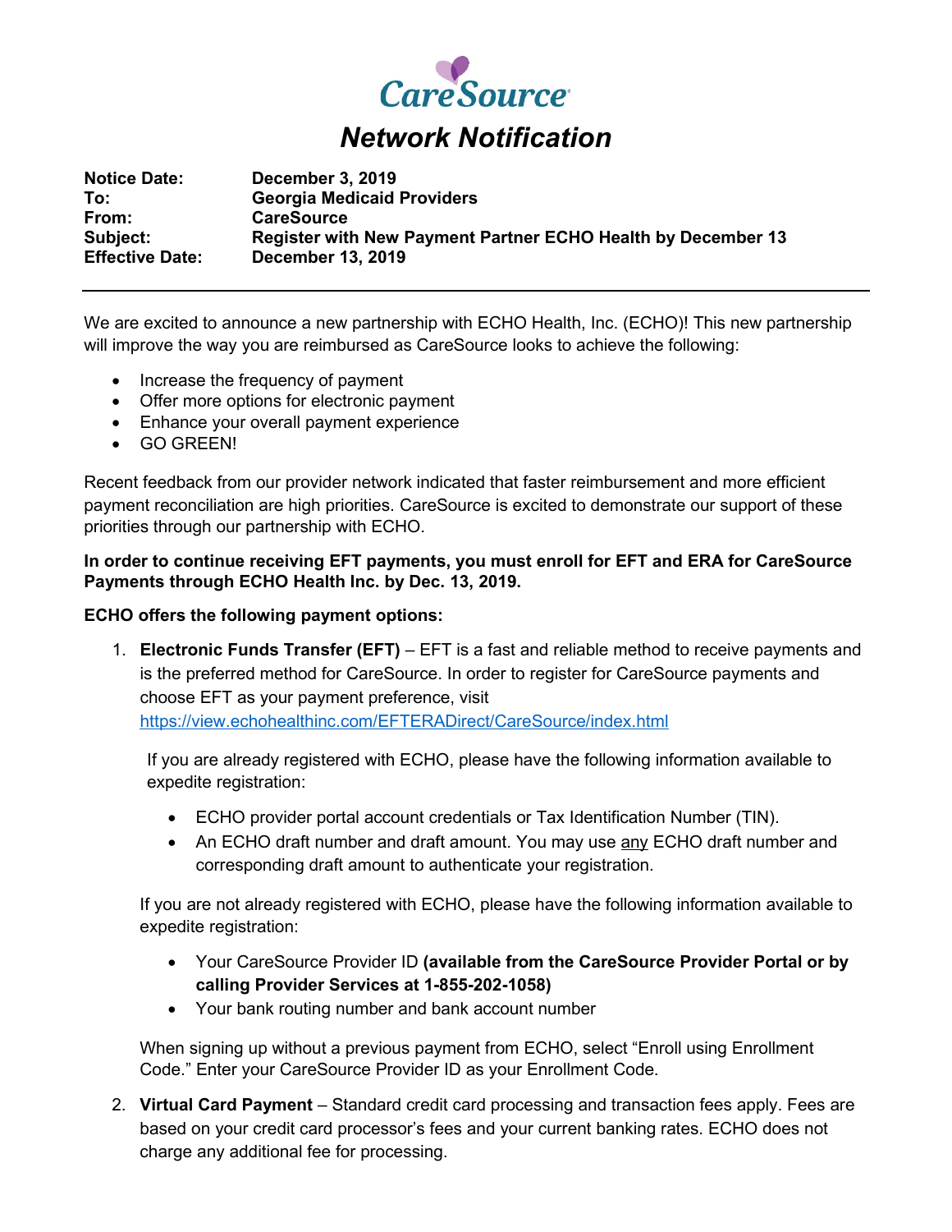# CareSource

## *Network Notification*

**Notice Date:** **December 3, 2019**
**To:** **Georgia Medicaid Providers**
**From:** **CareSource**
**Subject:** **Register with New Payment Partner ECHO Health by December 13**
**Effective Date:** **December 13, 2019**

---

We are excited to announce a new partnership with ECHO Health, Inc. (ECHO)! This new partnership will improve the way you are reimbursed as CareSource looks to achieve the following:

- Increase the frequency of payment
- Offer more options for electronic payment
- Enhance your overall payment experience
- GO GREEN!

Recent feedback from our provider network indicated that faster reimbursement and more efficient payment reconciliation are high priorities. CareSource is excited to demonstrate our support of these priorities through our partnership with ECHO.

**In order to continue receiving EFT payments, you must enroll for EFT and ERA for CareSource Payments through ECHO Health Inc. by Dec. 13, 2019.**

**ECHO offers the following payment options:**

1. **Electronic Funds Transfer (EFT)** – EFT is a fast and reliable method to receive payments and is the preferred method for CareSource. In order to register for CareSource payments and choose EFT as your payment preference, visit https://view.echohealthinc.com/EFTERADirect/CareSource/index.html

   If you are already registered with ECHO, please have the following information available to expedite registration:

   - ECHO provider portal account credentials or Tax Identification Number (TIN).
   - An ECHO draft number and draft amount. You may use any ECHO draft number and corresponding draft amount to authenticate your registration.

   If you are not already registered with ECHO, please have the following information available to expedite registration:

   - Your CareSource Provider ID **(available from the CareSource Provider Portal or by calling Provider Services at 1-855-202-1058)**
   - Your bank routing number and bank account number

   When signing up without a previous payment from ECHO, select "Enroll using Enrollment Code." Enter your CareSource Provider ID as your Enrollment Code.

2. **Virtual Card Payment** – Standard credit card processing and transaction fees apply. Fees are based on your credit card processor's fees and your current banking rates. ECHO does not charge any additional fee for processing.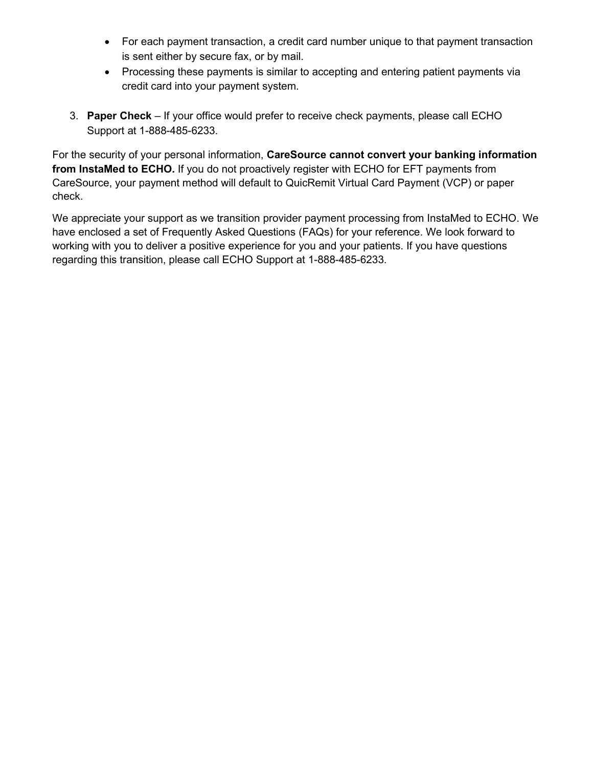- For each payment transaction, a credit card number unique to that payment transaction is sent either by secure fax, or by mail.
- Processing these payments is similar to accepting and entering patient payments via credit card into your payment system.

3. **Paper Check** – If your office would prefer to receive check payments, please call ECHO Support at 1-888-485-6233.

For the security of your personal information, **CareSource cannot convert your banking information from InstaMed to ECHO.** If you do not proactively register with ECHO for EFT payments from CareSource, your payment method will default to QuicRemit Virtual Card Payment (VCP) or paper check.

We appreciate your support as we transition provider payment processing from InstaMed to ECHO. We have enclosed a set of Frequently Asked Questions (FAQs) for your reference. We look forward to working with you to deliver a positive experience for you and your patients. If you have questions regarding this transition, please call ECHO Support at 1-888-485-6233.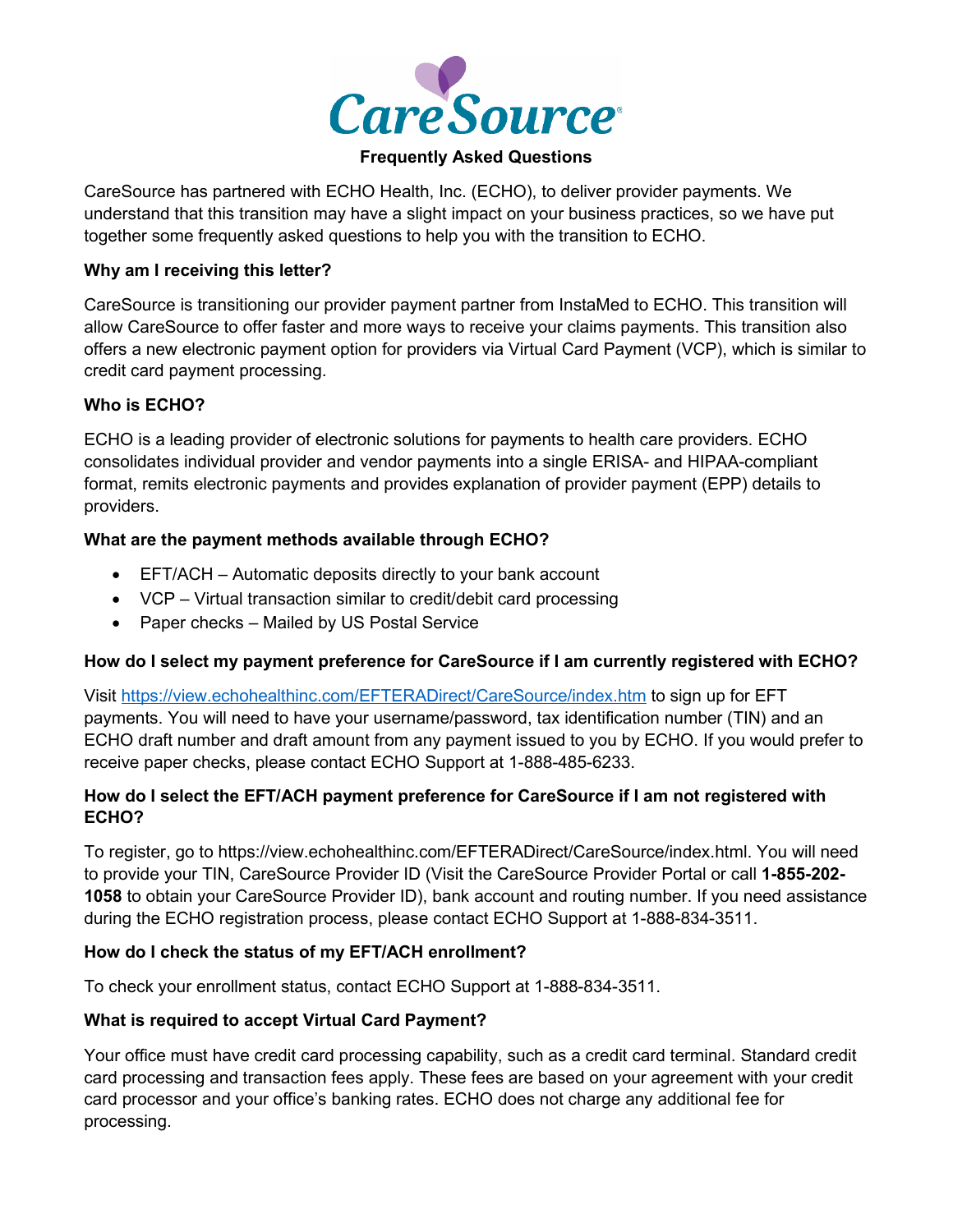# CareSource

## Frequently Asked Questions

CareSource has partnered with ECHO Health, Inc. (ECHO), to deliver provider payments. We understand that this transition may have a slight impact on your business practices, so we have put together some frequently asked questions to help you with the transition to ECHO.

**Why am I receiving this letter?**

CareSource is transitioning our provider payment partner from InstaMed to ECHO. This transition will allow CareSource to offer faster and more ways to receive your claims payments. This transition also offers a new electronic payment option for providers via Virtual Card Payment (VCP), which is similar to credit card payment processing.

**Who is ECHO?**

ECHO is a leading provider of electronic solutions for payments to health care providers. ECHO consolidates individual provider and vendor payments into a single ERISA- and HIPAA-compliant format, remits electronic payments and provides explanation of provider payment (EPP) details to providers.

**What are the payment methods available through ECHO?**

- EFT/ACH – Automatic deposits directly to your bank account
- VCP – Virtual transaction similar to credit/debit card processing
- Paper checks – Mailed by US Postal Service

**How do I select my payment preference for CareSource if I am currently registered with ECHO?**

Visit https://view.echohealthinc.com/EFTERADirect/CareSource/index.htm to sign up for EFT payments. You will need to have your username/password, tax identification number (TIN) and an ECHO draft number and draft amount from any payment issued to you by ECHO. If you would prefer to receive paper checks, please contact ECHO Support at 1-888-485-6233.

**How do I select the EFT/ACH payment preference for CareSource if I am not registered with ECHO?**

To register, go to https://view.echohealthinc.com/EFTERADirect/CareSource/index.html. You will need to provide your TIN, CareSource Provider ID (Visit the CareSource Provider Portal or call **1-855-202-1058** to obtain your CareSource Provider ID), bank account and routing number. If you need assistance during the ECHO registration process, please contact ECHO Support at 1-888-834-3511.

**How do I check the status of my EFT/ACH enrollment?**

To check your enrollment status, contact ECHO Support at 1-888-834-3511.

**What is required to accept Virtual Card Payment?**

Your office must have credit card processing capability, such as a credit card terminal. Standard credit card processing and transaction fees apply. These fees are based on your agreement with your credit card processor and your office's banking rates. ECHO does not charge any additional fee for processing.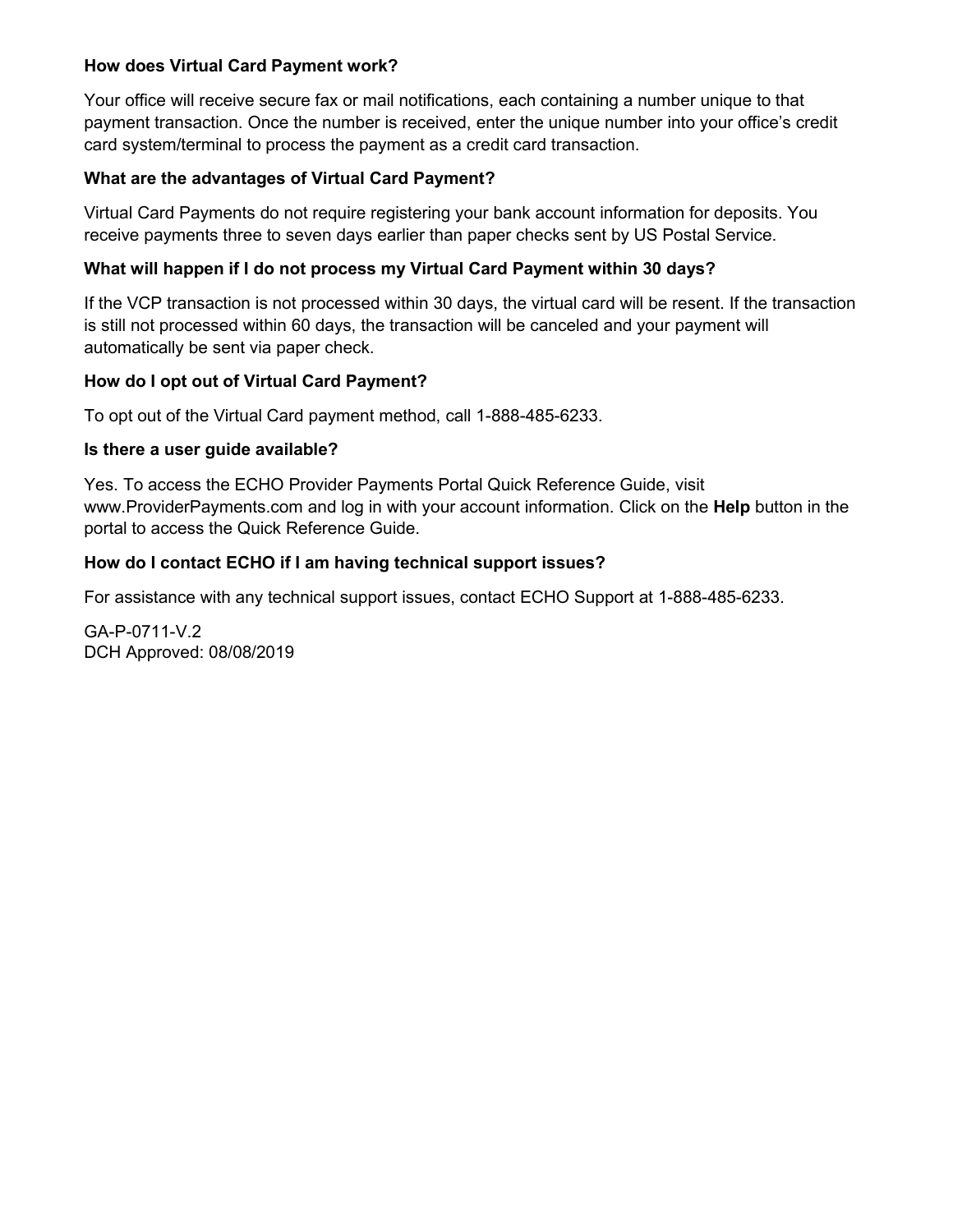**How does Virtual Card Payment work?**

Your office will receive secure fax or mail notifications, each containing a number unique to that payment transaction. Once the number is received, enter the unique number into your office's credit card system/terminal to process the payment as a credit card transaction.

**What are the advantages of Virtual Card Payment?**

Virtual Card Payments do not require registering your bank account information for deposits. You receive payments three to seven days earlier than paper checks sent by US Postal Service.

**What will happen if I do not process my Virtual Card Payment within 30 days?**

If the VCP transaction is not processed within 30 days, the virtual card will be resent. If the transaction is still not processed within 60 days, the transaction will be canceled and your payment will automatically be sent via paper check.

**How do I opt out of Virtual Card Payment?**

To opt out of the Virtual Card payment method, call 1-888-485-6233.

**Is there a user guide available?**

Yes. To access the ECHO Provider Payments Portal Quick Reference Guide, visit www.ProviderPayments.com and log in with your account information. Click on the **Help** button in the portal to access the Quick Reference Guide.

**How do I contact ECHO if I am having technical support issues?**

For assistance with any technical support issues, contact ECHO Support at 1-888-485-6233.

GA-P-0711-V.2
DCH Approved: 08/08/2019